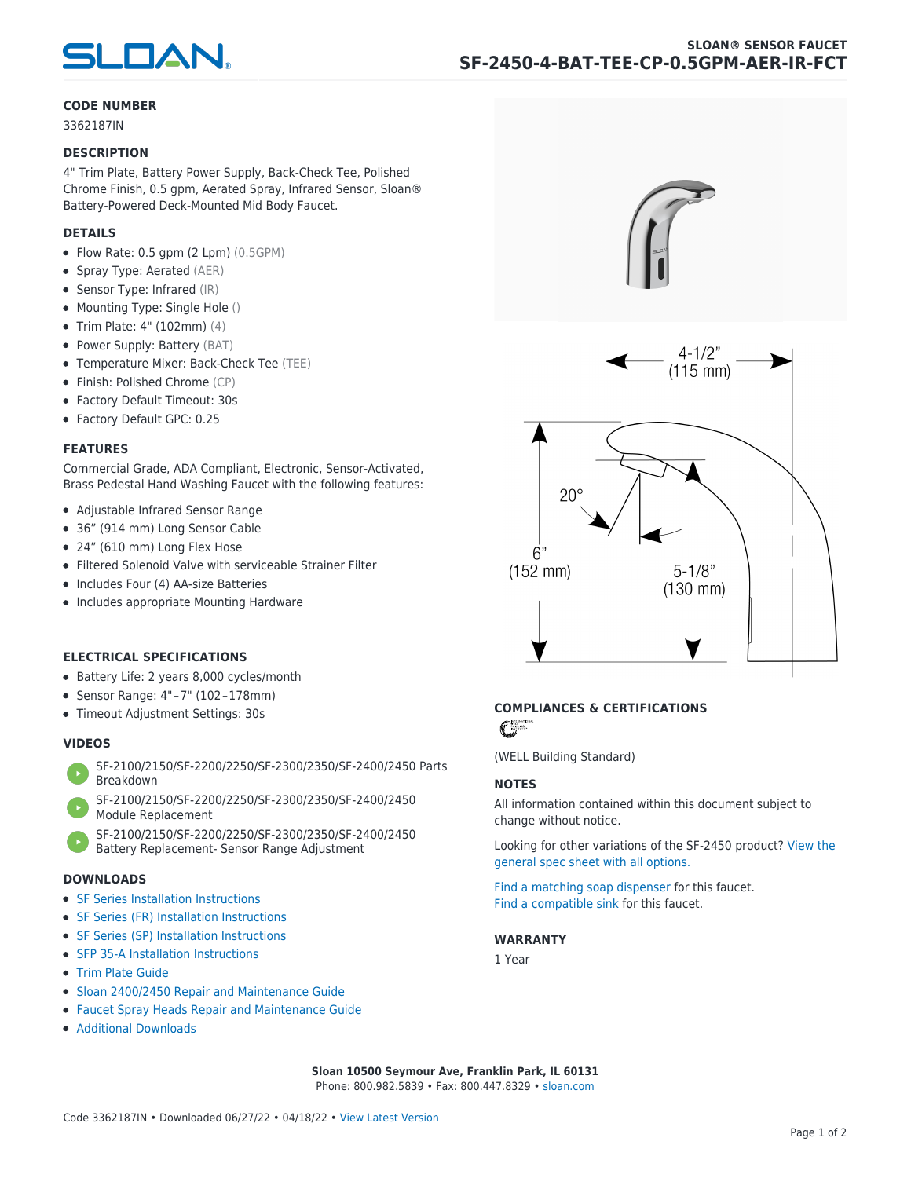SLOAN

SLOAN® SENSOR FAUCET

# SF-2450-4-BAT-TEE-CP-0.5GPM-AER-IR-FCT

## CODE NUMBER

3362187IN

## DESCRIPTION

4" Trim Plate, Battery Power Supply, Back-Check Tee, Polished Chrome Finish, 0.5 gpm, Aerated Spray, Infrared Sensor, Sloan® Battery-Powered Deck-Mounted Mid Body Faucet.

## DETAILS

- Flow Rate: 0.5 gpm (2 Lpm) (0.5GPM)
- Spray Type: Aerated (AER)
- Sensor Type: Infrared (IR)
- Mounting Type: Single Hole ()
- Trim Plate: 4" (102mm) (4)
- Power Supply: Battery (BAT)
- Temperature Mixer: Back-Check Tee (TEE)
- Finish: Polished Chrome (CP)
- Factory Default Timeout: 30s
- Factory Default GPC: 0.25

## FEATURES

Commercial Grade, ADA Compliant, Electronic, Sensor-Activated, Brass Pedestal Hand Washing Faucet with the following features:

- Adjustable Infrared Sensor Range
- 36” (914 mm) Long Sensor Cable
- 24” (610 mm) Long Flex Hose
- Filtered Solenoid Valve with serviceable Strainer Filter
- Includes Four (4) AA-size Batteries
- Includes appropriate Mounting Hardware

## ELECTRICAL SPECIFICATIONS

- Battery Life: 2 years 8,000 cycles/month
- Sensor Range: 4"–7" (102–178mm)
- Timeout Adjustment Settings: 30s

## VIDEOS

- SF-2100/2150/SF-2200/2250/SF-2300/2350/SF-2400/2450 Parts Breakdown
- SF-2100/2150/SF-2200/2250/SF-2300/2350/SF-2400/2450 Module Replacement
- SF-2100/2150/SF-2200/2250/SF-2300/2350/SF-2400/2450 Battery Replacement- Sensor Range Adjustment

## DOWNLOADS

- SF Series Installation Instructions
- SF Series (FR) Installation Instructions
- SF Series (SP) Installation Instructions
- SFP 35-A Installation Instructions
- Trim Plate Guide
- Sloan 2400/2450 Repair and Maintenance Guide
- Faucet Spray Heads Repair and Maintenance Guide
- Additional Downloads

4-1/2” (115 mm)

20°

6” (152 mm)

5-1/8” (130 mm)

## COMPLIANCES & CERTIFICATIONS

(WELL Building Standard)

## NOTES

All information contained within this document subject to change without notice.

Looking for other variations of the SF-2450 product? View the general spec sheet with all options.

Find a matching soap dispenser for this faucet.
Find a compatible sink for this faucet.

## WARRANTY

1 Year

**Sloan 10500 Seymour Ave, Franklin Park, IL 60131**
Phone: 800.982.5839 • Fax: 800.447.8329 • sloan.com

Code 3362187IN • Downloaded 06/27/22 • 04/18/22 • View Latest Version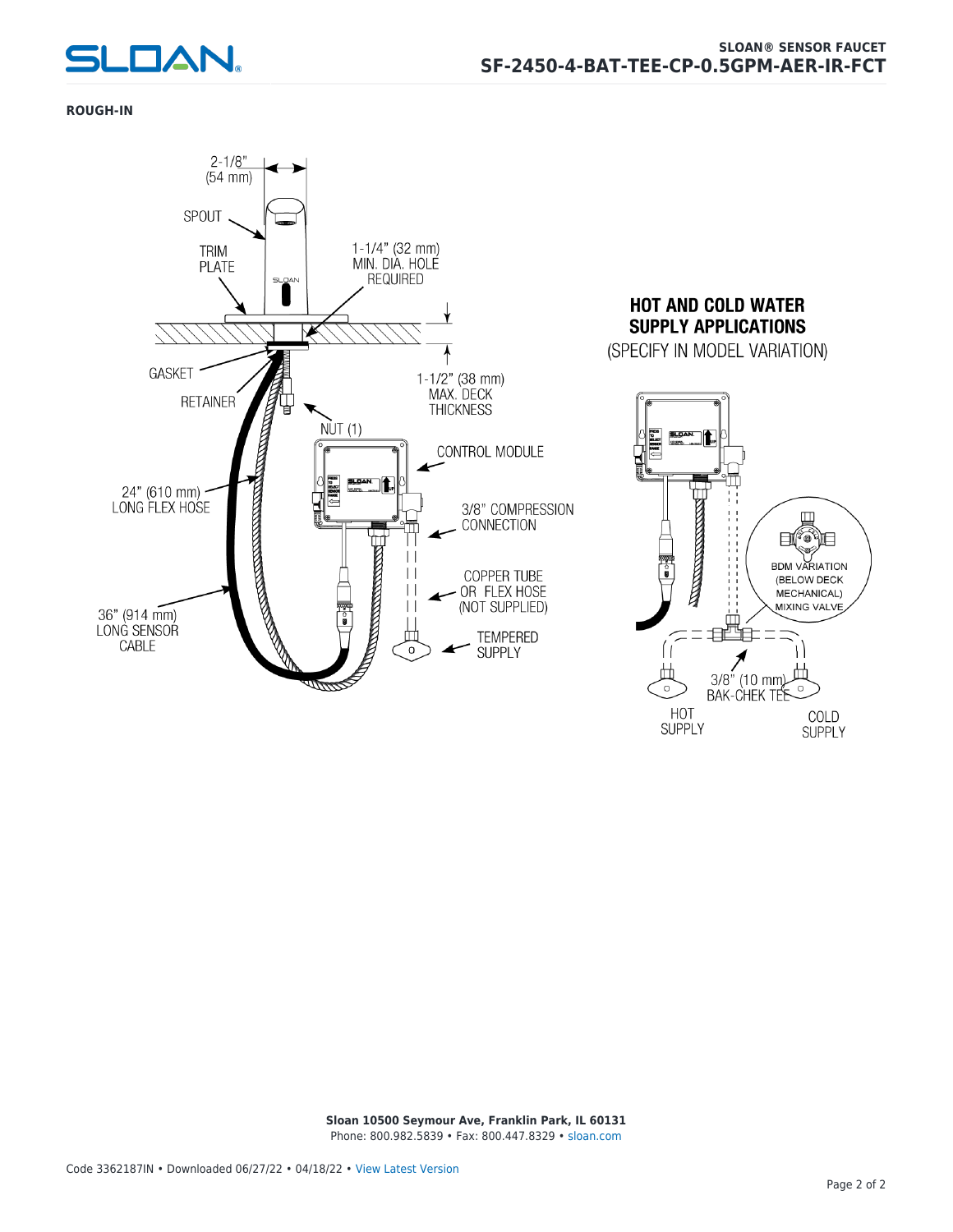## ROUGH-IN

2-1/8"
(54 mm)

SPOUT

TRIM
PLATE

1-1/4" (32 mm)
MIN. DIA. HOLE
REQUIRED

GASKET

RETAINER

1-1/2" (38 mm)
MAX. DECK
THICKNESS

NUT (1)

CONTROL MODULE

24" (610 mm)
LONG FLEX HOSE

3/8" COMPRESSION
CONNECTION

COPPER TUBE
OR FLEX HOSE
(NOT SUPPLIED)

36" (914 mm)
LONG SENSOR
CABLE

TEMPERED
SUPPLY

**HOT AND COLD WATER SUPPLY APPLICATIONS**
(SPECIFY IN MODEL VARIATION)

BDM VARIATION
(BELOW DECK
MECHANICAL)
MIXING VALVE

3/8" (10 mm)
BAK-CHEK TEE

HOT
SUPPLY

COLD
SUPPLY

**Sloan 10500 Seymour Ave, Franklin Park, IL 60131**
Phone: 800.982.5839 • Fax: 800.447.8329 • sloan.com

Code 3362187IN • Downloaded 06/27/22 • 04/18/22 • View Latest Version